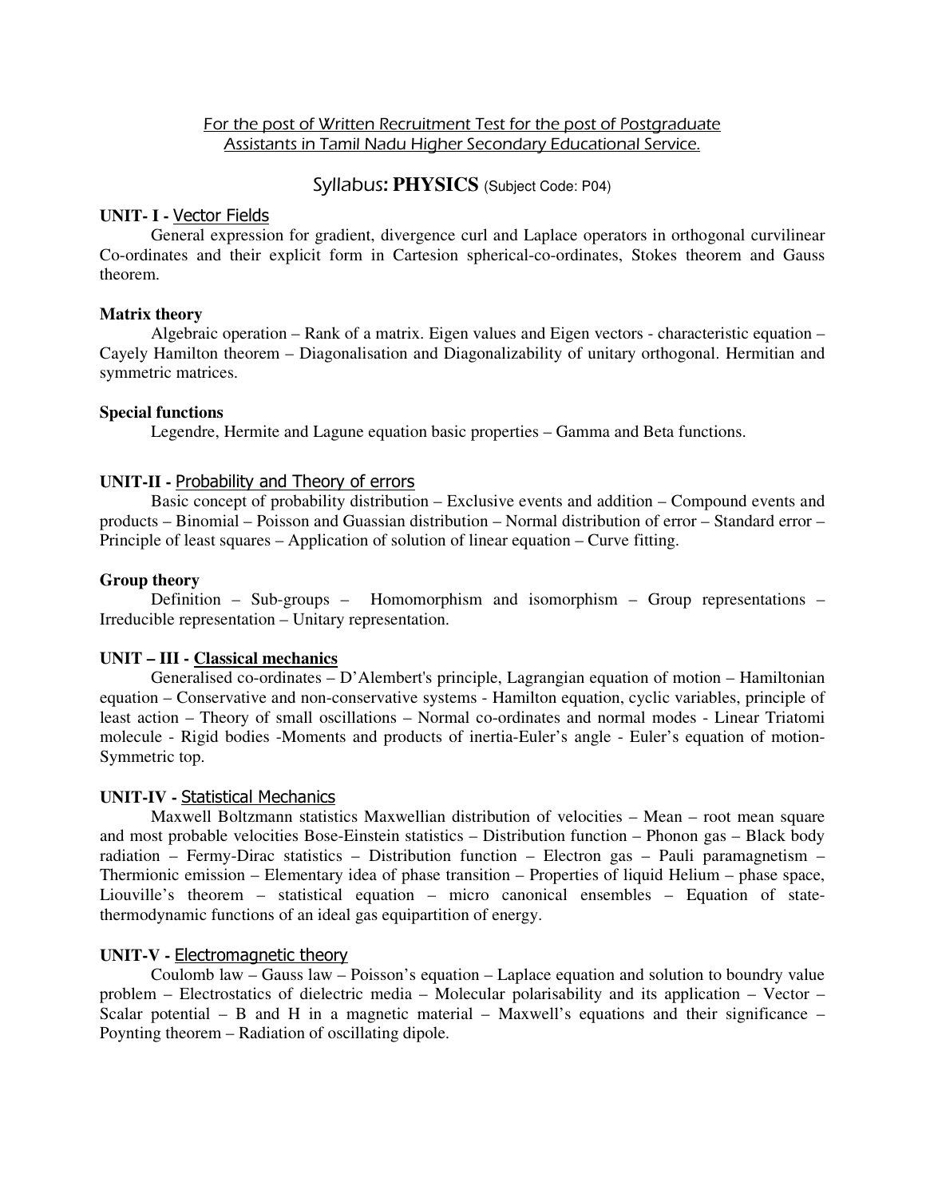*For the post of Written Recruitment Test for the post of Postgraduate Assistants in Tamil Nadu Higher Secondary Educational Service.*

# Syllabus: PHYSICS (Subject Code: P04)

## UNIT- I - Vector Fields

General expression for gradient, divergence curl and Laplace operators in orthogonal curvilinear Co-ordinates and their explicit form in Cartesion spherical-co-ordinates, Stokes theorem and Gauss theorem.

### Matrix theory

Algebraic operation – Rank of a matrix. Eigen values and Eigen vectors - characteristic equation – Cayely Hamilton theorem – Diagonalisation and Diagonalizability of unitary orthogonal. Hermitian and symmetric matrices.

### Special functions

Legendre, Hermite and Lagune equation basic properties – Gamma and Beta functions.

## UNIT-II - Probability and Theory of errors

Basic concept of probability distribution – Exclusive events and addition – Compound events and products – Binomial – Poisson and Guassian distribution – Normal distribution of error – Standard error – Principle of least squares – Application of solution of linear equation – Curve fitting.

### Group theory

Definition – Sub-groups – Homomorphism and isomorphism – Group representations – Irreducible representation – Unitary representation.

## UNIT – III - Classical mechanics

Generalised co-ordinates – D'Alembert's principle, Lagrangian equation of motion – Hamiltonian equation – Conservative and non-conservative systems - Hamilton equation, cyclic variables, principle of least action – Theory of small oscillations – Normal co-ordinates and normal modes - Linear Triatomi molecule - Rigid bodies -Moments and products of inertia-Euler's angle - Euler's equation of motion-Symmetric top.

## UNIT-IV - Statistical Mechanics

Maxwell Boltzmann statistics Maxwellian distribution of velocities – Mean – root mean square and most probable velocities Bose-Einstein statistics – Distribution function – Phonon gas – Black body radiation – Fermy-Dirac statistics – Distribution function – Electron gas – Pauli paramagnetism – Thermionic emission – Elementary idea of phase transition – Properties of liquid Helium – phase space, Liouville's theorem – statistical equation – micro canonical ensembles – Equation of state-thermodynamic functions of an ideal gas equipartition of energy.

## UNIT-V - Electromagnetic theory

Coulomb law – Gauss law – Poisson's equation – Laplace equation and solution to boundry value problem – Electrostatics of dielectric media – Molecular polarisability and its application – Vector – Scalar potential – B and H in a magnetic material – Maxwell's equations and their significance – Poynting theorem – Radiation of oscillating dipole.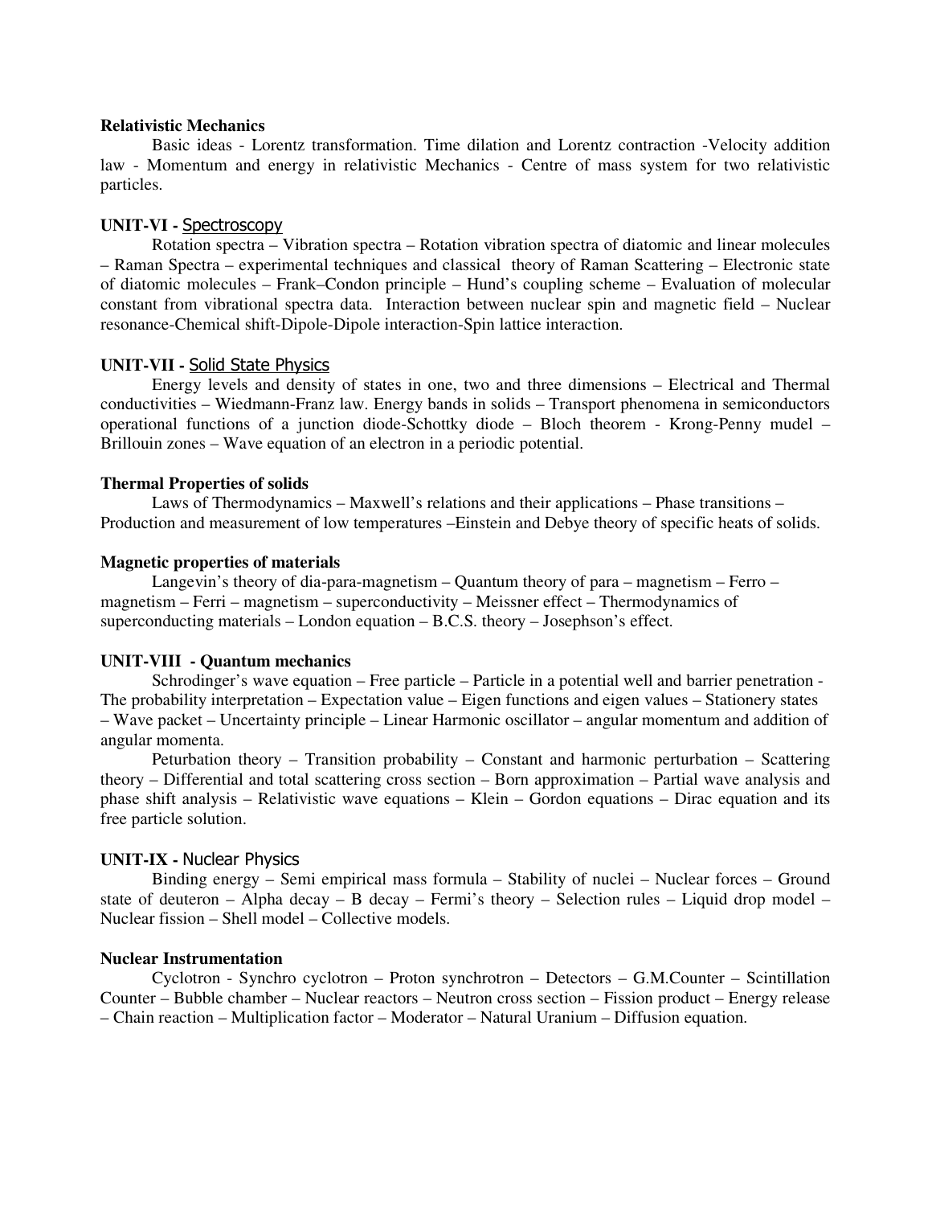**Relativistic Mechanics**

Basic ideas - Lorentz transformation. Time dilation and Lorentz contraction -Velocity addition law - Momentum and energy in relativistic Mechanics - Centre of mass system for two relativistic particles.

**UNIT-VI -** Spectroscopy

Rotation spectra – Vibration spectra – Rotation vibration spectra of diatomic and linear molecules – Raman Spectra – experimental techniques and classical theory of Raman Scattering – Electronic state of diatomic molecules – Frank–Condon principle – Hund's coupling scheme – Evaluation of molecular constant from vibrational spectra data. Interaction between nuclear spin and magnetic field – Nuclear resonance-Chemical shift-Dipole-Dipole interaction-Spin lattice interaction.

**UNIT-VII -** Solid State Physics

Energy levels and density of states in one, two and three dimensions – Electrical and Thermal conductivities – Wiedmann-Franz law. Energy bands in solids – Transport phenomena in semiconductors operational functions of a junction diode-Schottky diode – Bloch theorem - Krong-Penny mudel – Brillouin zones – Wave equation of an electron in a periodic potential.

**Thermal Properties of solids**

Laws of Thermodynamics – Maxwell's relations and their applications – Phase transitions – Production and measurement of low temperatures –Einstein and Debye theory of specific heats of solids.

**Magnetic properties of materials**

Langevin's theory of dia-para-magnetism – Quantum theory of para – magnetism – Ferro – magnetism – Ferri – magnetism – superconductivity – Meissner effect – Thermodynamics of superconducting materials – London equation – B.C.S. theory – Josephson's effect.

**UNIT-VIII - Quantum mechanics**

Schrodinger's wave equation – Free particle – Particle in a potential well and barrier penetration - The probability interpretation – Expectation value – Eigen functions and eigen values – Stationery states – Wave packet – Uncertainty principle – Linear Harmonic oscillator – angular momentum and addition of angular momenta.

Peturbation theory – Transition probability – Constant and harmonic perturbation – Scattering theory – Differential and total scattering cross section – Born approximation – Partial wave analysis and phase shift analysis – Relativistic wave equations – Klein – Gordon equations – Dirac equation and its free particle solution.

**UNIT-IX -** Nuclear Physics

Binding energy – Semi empirical mass formula – Stability of nuclei – Nuclear forces – Ground state of deuteron – Alpha decay – B decay – Fermi's theory – Selection rules – Liquid drop model – Nuclear fission – Shell model – Collective models.

**Nuclear Instrumentation**

Cyclotron - Synchro cyclotron – Proton synchrotron – Detectors – G.M.Counter – Scintillation Counter – Bubble chamber – Nuclear reactors – Neutron cross section – Fission product – Energy release – Chain reaction – Multiplication factor – Moderator – Natural Uranium – Diffusion equation.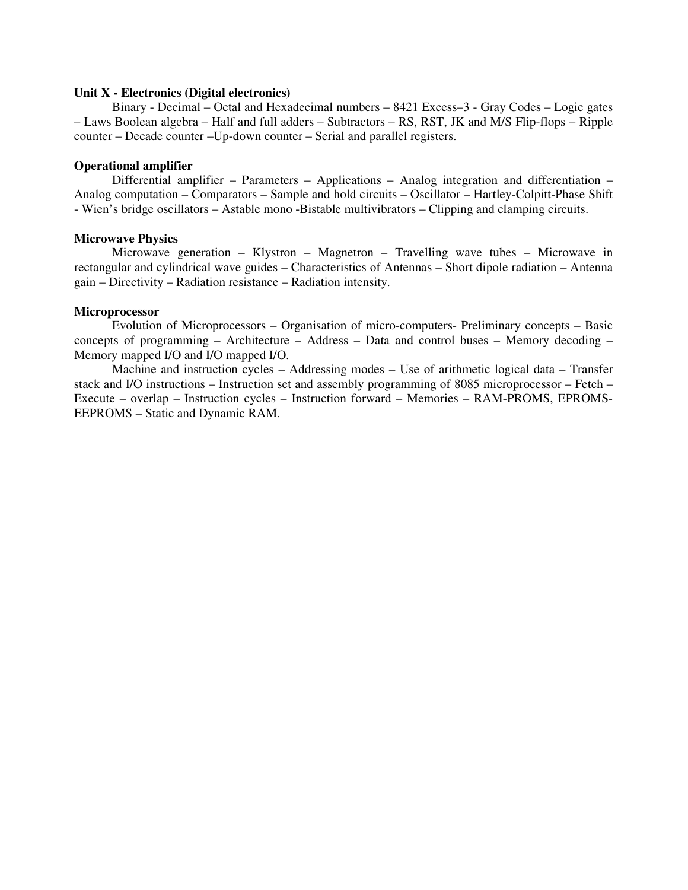**Unit X - Electronics (Digital electronics)**

Binary - Decimal – Octal and Hexadecimal numbers – 8421 Excess–3 - Gray Codes – Logic gates – Laws Boolean algebra – Half and full adders – Subtractors – RS, RST, JK and M/S Flip-flops – Ripple counter – Decade counter –Up-down counter – Serial and parallel registers.

**Operational amplifier**

Differential amplifier – Parameters – Applications – Analog integration and differentiation – Analog computation – Comparators – Sample and hold circuits – Oscillator – Hartley-Colpitt-Phase Shift - Wien's bridge oscillators – Astable mono -Bistable multivibrators – Clipping and clamping circuits.

**Microwave Physics**

Microwave generation – Klystron – Magnetron – Travelling wave tubes – Microwave in rectangular and cylindrical wave guides – Characteristics of Antennas – Short dipole radiation – Antenna gain – Directivity – Radiation resistance – Radiation intensity.

**Microprocessor**

Evolution of Microprocessors – Organisation of micro-computers- Preliminary concepts – Basic concepts of programming – Architecture – Address – Data and control buses – Memory decoding – Memory mapped I/O and I/O mapped I/O.

Machine and instruction cycles – Addressing modes – Use of arithmetic logical data – Transfer stack and I/O instructions – Instruction set and assembly programming of 8085 microprocessor – Fetch – Execute – overlap – Instruction cycles – Instruction forward – Memories – RAM-PROMS, EPROMS-EEPROMS – Static and Dynamic RAM.